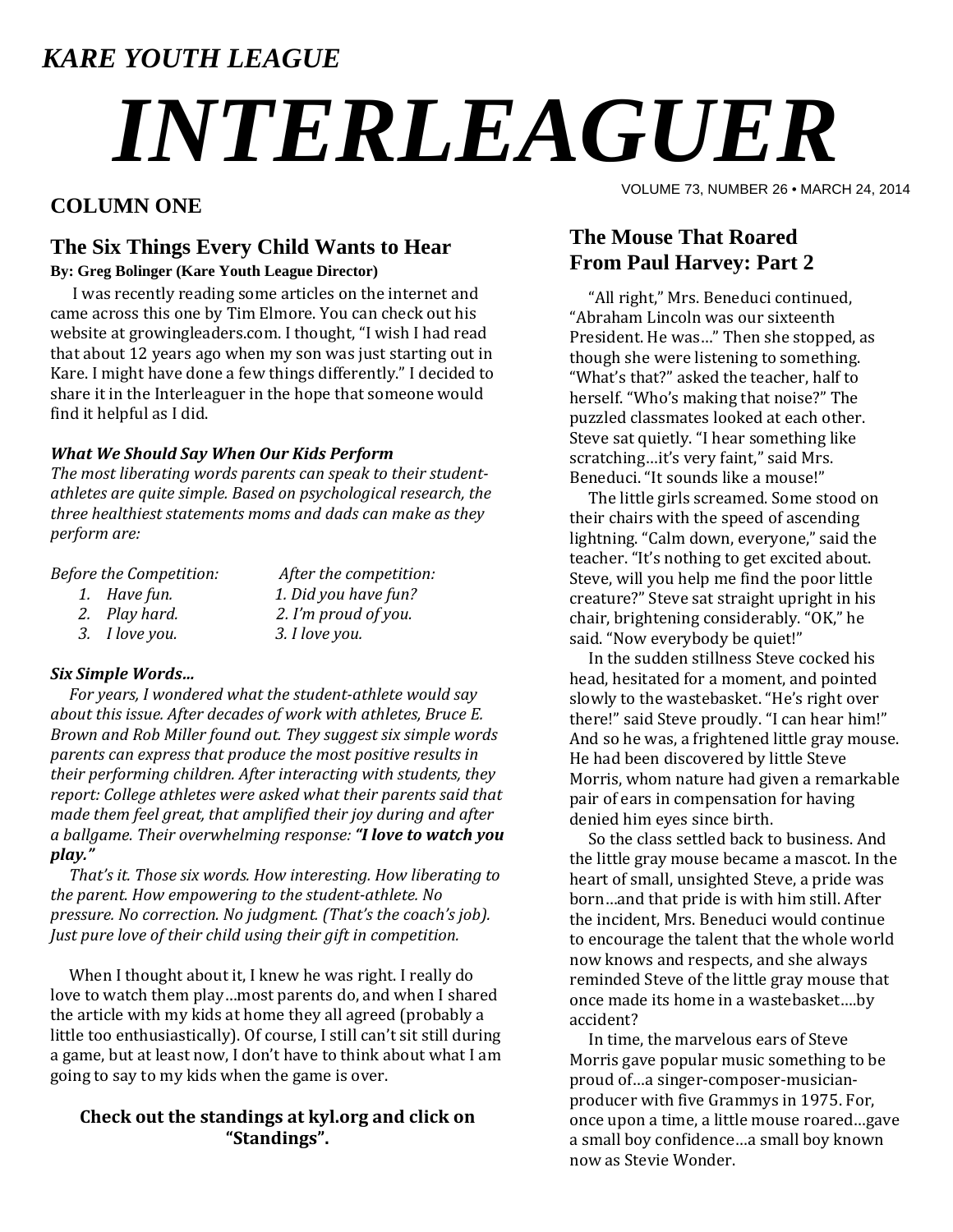*KARE YOUTH LEAGUE*

# *INTERLEAGUER*

VOLUME 73, NUMBER 26 • MARCH 24, 2014

## COLUMN ONE

### The Six Things Every Child Wants to Hear

**By: Greg Bolinger (Kare Youth League Director)**

I was recently reading some articles on the internet and came across this one by Tim Elmore. You can check out his website at growingleaders.com. I thought, "I wish I had read that about 12 years ago when my son was just starting out in Kare. I might have done a few things differently." I decided to share it in the Interleaguer in the hope that someone would find it helpful as I did.

***What We Should Say When Our Kids Perform***

*The most liberating words parents can speak to their student-athletes are quite simple. Based on psychological research, the three healthiest statements moms and dads can make as they perform are:*

*Before the Competition:*

1. *Have fun.*
2. *Play hard.*
3. *I love you.*

*After the competition:*

1. *Did you have fun?*
2. *I'm proud of you.*
3. *I love you.*

***Six Simple Words…***

*For years, I wondered what the student-athlete would say about this issue. After decades of work with athletes, Bruce E. Brown and Rob Miller found out. They suggest six simple words parents can express that produce the most positive results in their performing children. After interacting with students, they report: College athletes were asked what their parents said that made them feel great, that amplified their joy during and after a ballgame. Their overwhelming response:* ***"I love to watch you play."***

*That's it. Those six words. How interesting. How liberating to the parent. How empowering to the student-athlete. No pressure. No correction. No judgment. (That's the coach's job). Just pure love of their child using their gift in competition.*

When I thought about it, I knew he was right. I really do love to watch them play…most parents do, and when I shared the article with my kids at home they all agreed (probably a little too enthusiastically). Of course, I still can't sit still during a game, but at least now, I don't have to think about what I am going to say to my kids when the game is over.

**Check out the standings at kyl.org and click on "Standings".**

### The Mouse That Roared From Paul Harvey: Part 2

"All right," Mrs. Beneduci continued, "Abraham Lincoln was our sixteenth President. He was…" Then she stopped, as though she were listening to something. "What's that?" asked the teacher, half to herself. "Who's making that noise?" The puzzled classmates looked at each other. Steve sat quietly. "I hear something like scratching…it's very faint," said Mrs. Beneduci. "It sounds like a mouse!"

The little girls screamed. Some stood on their chairs with the speed of ascending lightning. "Calm down, everyone," said the teacher. "It's nothing to get excited about. Steve, will you help me find the poor little creature?" Steve sat straight upright in his chair, brightening considerably. "OK," he said. "Now everybody be quiet!"

In the sudden stillness Steve cocked his head, hesitated for a moment, and pointed slowly to the wastebasket. "He's right over there!" said Steve proudly. "I can hear him!" And so he was, a frightened little gray mouse. He had been discovered by little Steve Morris, whom nature had given a remarkable pair of ears in compensation for having denied him eyes since birth.

So the class settled back to business. And the little gray mouse became a mascot. In the heart of small, unsighted Steve, a pride was born…and that pride is with him still. After the incident, Mrs. Beneduci would continue to encourage the talent that the whole world now knows and respects, and she always reminded Steve of the little gray mouse that once made its home in a wastebasket….by accident?

In time, the marvelous ears of Steve Morris gave popular music something to be proud of…a singer-composer-musician-producer with five Grammys in 1975. For, once upon a time, a little mouse roared…gave a small boy confidence…a small boy known now as Stevie Wonder.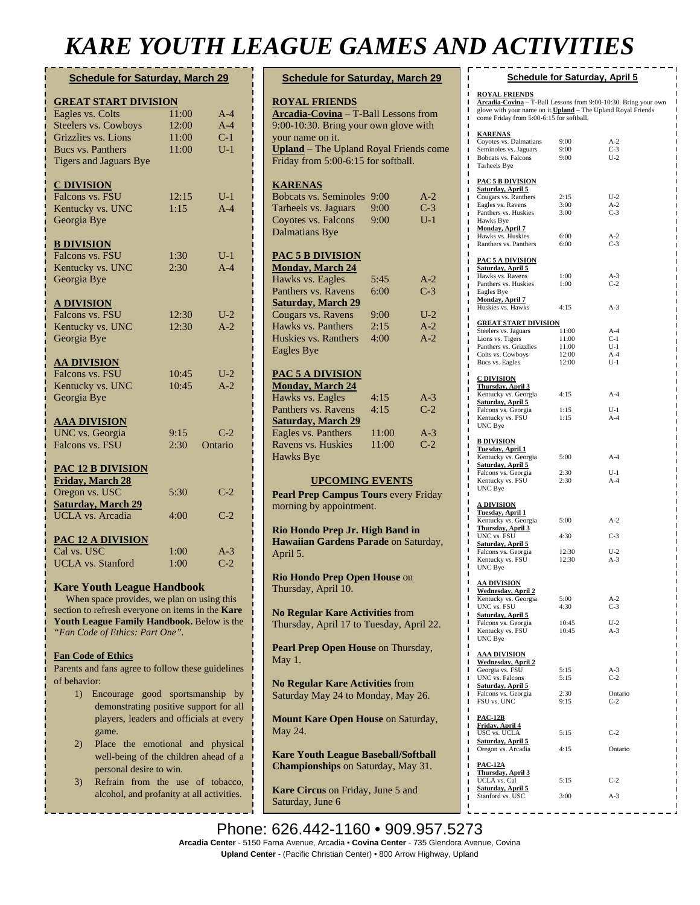# KARE YOUTH LEAGUE GAMES AND ACTIVITIES

## Schedule for Saturday, March 29

### GREAT START DIVISION

| | | |
|---|---|---|
| Eagles vs. Colts | 11:00 | A-4 |
| Steelers vs. Cowboys | 12:00 | A-4 |
| Grizzlies vs. Lions | 11:00 | C-1 |
| Bucs vs. Panthers | 11:00 | U-1 |
| Tigers and Jaguars Bye | | |

### C DIVISION

| | | |
|---|---|---|
| Falcons vs. FSU | 12:15 | U-1 |
| Kentucky vs. UNC | 1:15 | A-4 |
| Georgia Bye | | |

### B DIVISION

| | | |
|---|---|---|
| Falcons vs. FSU | 1:30 | U-1 |
| Kentucky vs. UNC | 2:30 | A-4 |
| Georgia Bye | | |

### A DIVISION

| | | |
|---|---|---|
| Falcons vs. FSU | 12:30 | U-2 |
| Kentucky vs. UNC | 12:30 | A-2 |
| Georgia Bye | | |

### AA DIVISION

| | | |
|---|---|---|
| Falcons vs. FSU | 10:45 | U-2 |
| Kentucky vs. UNC | 10:45 | A-2 |
| Georgia Bye | | |

### AAA DIVISION

| | | |
|---|---|---|
| UNC vs. Georgia | 9:15 | C-2 |
| Falcons vs. FSU | 2:30 | Ontario |

### PAC 12 B DIVISION

| | | |
|---|---|---|
| **Friday, March 28** | | |
| Oregon vs. USC | 5:30 | C-2 |
| **Saturday, March 29** | | |
| UCLA vs. Arcadia | 4:00 | C-2 |

### PAC 12 A DIVISION

| | | |
|---|---|---|
| Cal vs. USC | 1:00 | A-3 |
| UCLA vs. Stanford | 1:00 | C-2 |

### Kare Youth League Handbook

When space provides, we plan on using this section to refresh everyone on items in the **Kare Youth League Family Handbook.** Below is the *"Fan Code of Ethics: Part One".*

**Fan Code of Ethics**

Parents and fans agree to follow these guidelines of behavior:

1) Encourage good sportsmanship by demonstrating positive support for all players, leaders and officials at every game.
2) Place the emotional and physical well-being of the children ahead of a personal desire to win.
3) Refrain from the use of tobacco, alcohol, and profanity at all activities.

## Schedule for Saturday, March 29

### ROYAL FRIENDS

**Arcadia-Covina** – T-Ball Lessons from 9:00-10:30. Bring your own glove with your name on it.
**Upland** – The Upland Royal Friends come Friday from 5:00-6:15 for softball.

### KARENAS

| | | |
|---|---|---|
| Bobcats vs. Seminoles | 9:00 | A-2 |
| Tarheels vs. Jaguars | 9:00 | C-3 |
| Coyotes vs. Falcons | 9:00 | U-1 |
| Dalmatians Bye | | |

### PAC 5 B DIVISION

| | | |
|---|---|---|
| **Monday, March 24** | | |
| Hawks vs. Eagles | 5:45 | A-2 |
| Panthers vs. Ravens | 6:00 | C-3 |
| **Saturday, March 29** | | |
| Cougars vs. Ravens | 9:00 | U-2 |
| Hawks vs. Panthers | 2:15 | A-2 |
| Huskies vs. Ranthers | 4:00 | A-2 |
| Eagles Bye | | |

### PAC 5 A DIVISION

| | | |
|---|---|---|
| **Monday, March 24** | | |
| Hawks vs. Eagles | 4:15 | A-3 |
| Panthers vs. Ravens | 4:15 | C-2 |
| **Saturday, March 29** | | |
| Eagles vs. Panthers | 11:00 | A-3 |
| Ravens vs. Huskies | 11:00 | C-2 |
| Hawks Bye | | |

### UPCOMING EVENTS

**Pearl Prep Campus Tours** every Friday morning by appointment.

**Rio Hondo Prep Jr. High Band in Hawaiian Gardens Parade** on Saturday, April 5.

**Rio Hondo Prep Open House** on Thursday, April 10.

**No Regular Kare Activities** from Thursday, April 17 to Tuesday, April 22.

**Pearl Prep Open House** on Thursday, May 1.

**No Regular Kare Activities** from Saturday May 24 to Monday, May 26.

**Mount Kare Open House** on Saturday, May 24.

**Kare Youth League Baseball/Softball Championships** on Saturday, May 31.

**Kare Circus** on Friday, June 5 and Saturday, June 6

## Schedule for Saturday, April 5

### ROYAL FRIENDS

**Arcadia-Covina** – T-Ball Lessons from 9:00-10:30. Bring your own glove with your name on it. **Upland** – The Upland Royal Friends come Friday from 5:00-6:15 for softball.

### KARENAS

| | | |
|---|---|---|
| Coyotes vs. Dalmatians | 9:00 | A-2 |
| Seminoles vs. Jaguars | 9:00 | C-3 |
| Bobcats vs. Falcons | 9:00 | U-2 |
| Tarheels Bye | | |

### PAC 5 B DIVISION

| | | |
|---|---|---|
| **Saturday, April 5** | | |
| Cougars vs. Ranthers | 2:15 | U-2 |
| Eagles vs. Ravens | 3:00 | A-2 |
| Panthers vs. Huskies | 3:00 | C-3 |
| Hawks Bye | | |
| **Monday, April 7** | | |
| Hawks vs. Huskies | 6:00 | A-2 |
| Ranthers vs. Panthers | 6:00 | C-3 |

### PAC 5 A DIVISION

| | | |
|---|---|---|
| **Saturday, April 5** | | |
| Hawks vs. Ravens | 1:00 | A-3 |
| Panthers vs. Huskies | 1:00 | C-2 |
| Eagles Bye | | |
| **Monday, April 7** | | |
| Huskies vs. Hawks | 4:15 | A-3 |

### GREAT START DIVISION

| | | |
|---|---|---|
| Steelers vs. Jaguars | 11:00 | A-4 |
| Lions vs. Tigers | 11:00 | C-1 |
| Panthers vs. Grizzlies | 11:00 | U-1 |
| Colts vs. Cowboys | 12:00 | A-4 |
| Bucs vs. Eagles | 12:00 | U-1 |

### C DIVISION

| | | |
|---|---|---|
| **Thursday, April 3** | | |
| Kentucky vs. Georgia | 4:15 | A-4 |
| **Saturday, April 5** | | |
| Falcons vs. Georgia | 1:15 | U-1 |
| Kentucky vs. FSU | 1:15 | A-4 |
| UNC Bye | | |

### B DIVISION

| | | |
|---|---|---|
| **Tuesday, April 1** | | |
| Kentucky vs. Georgia | 5:00 | A-4 |
| **Saturday, April 5** | | |
| Falcons vs. Georgia | 2:30 | U-1 |
| Kentucky vs. FSU | 2:30 | A-4 |
| UNC Bye | | |

### A DIVISION

| | | |
|---|---|---|
| **Tuesday, April 1** | | |
| Kentucky vs. Georgia | 5:00 | A-2 |
| **Thursday, April 3** | | |
| UNC vs. FSU | 4:30 | C-3 |
| **Saturday, April 5** | | |
| Falcons vs. Georgia | 12:30 | U-2 |
| Kentucky vs. FSU | 12:30 | A-3 |
| UNC Bye | | |

### AA DIVISION

| | | |
|---|---|---|
| **Wednesday, April 2** | | |
| Kentucky vs. Georgia | 5:00 | A-2 |
| UNC vs. FSU | 4:30 | C-3 |
| **Saturday, April 5** | | |
| Falcons vs. Georgia | 10:45 | U-2 |
| Kentucky vs. FSU | 10:45 | A-3 |
| UNC Bye | | |

### AAA DIVISION

| | | |
|---|---|---|
| **Wednesday, April 2** | | |
| Georgia vs. FSU | 5:15 | A-3 |
| UNC vs. Falcons | 5:15 | C-2 |
| **Saturday, April 5** | | |
| Falcons vs. Georgia | 2:30 | Ontario |
| FSU vs. UNC | 9:15 | C-2 |

### PAC-12B

| | | |
|---|---|---|
| **Friday, April 4** | | |
| USC vs. UCLA | 5:15 | C-2 |
| **Saturday, April 5** | | |
| Oregon vs. Arcadia | 4:15 | Ontario |

### PAC-12A

| | | |
|---|---|---|
| **Thursday, April 3** | | |
| UCLA vs. Cal | 5:15 | C-2 |
| **Saturday, April 5** | | |
| Stanford vs. USC | 3:00 | A-3 |

Phone: 626.442-1160 • 909.957.5273

**Arcadia Center** - 5150 Farna Avenue, Arcadia • **Covina Center** - 735 Glendora Avenue, Covina
**Upland Center** - (Pacific Christian Center) • 800 Arrow Highway, Upland